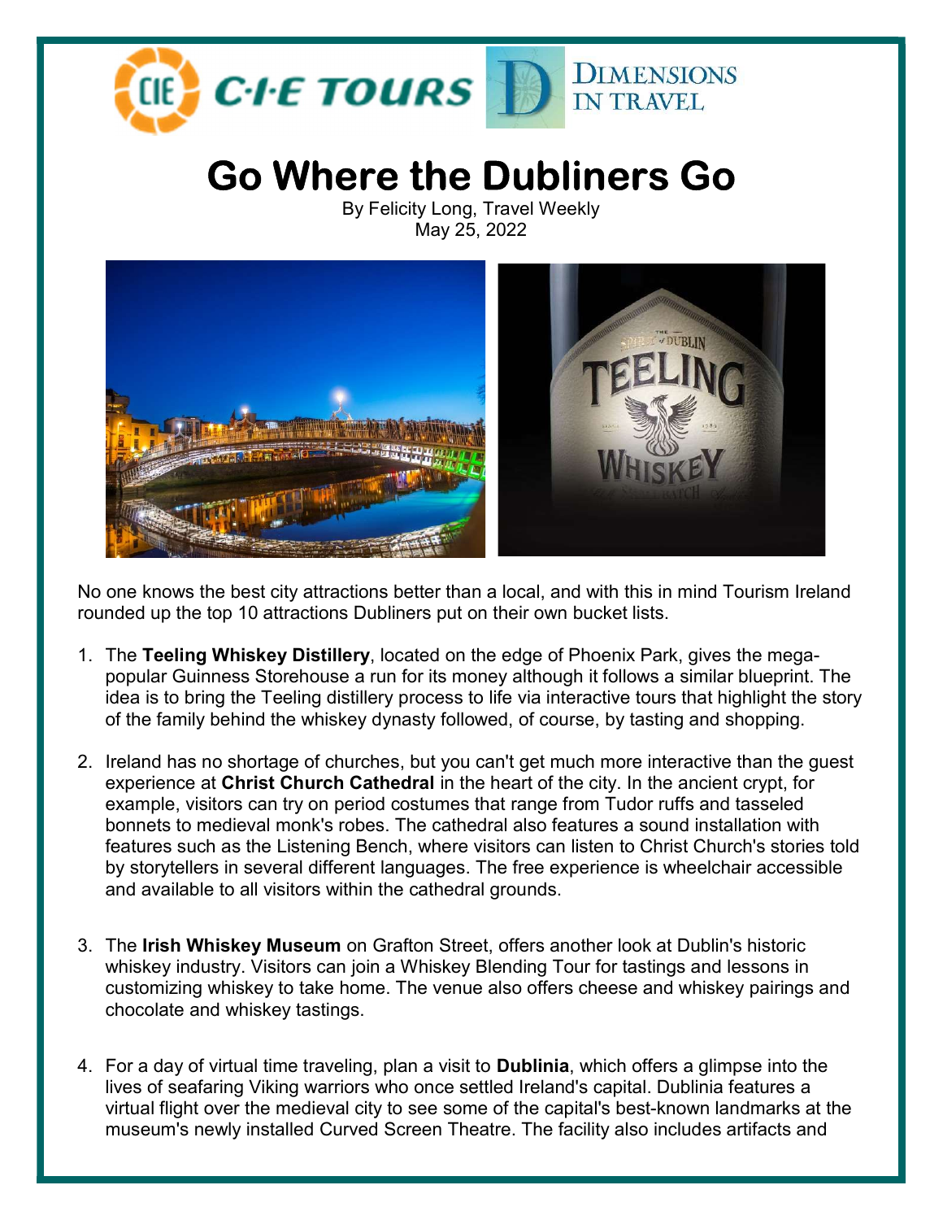C·I·E TOURS | DIMENSIONS IN TRAVEL

# Go Where the Dubliners Go

By Felicity Long, Travel Weekly
May 25, 2022

No one knows the best city attractions better than a local, and with this in mind Tourism Ireland rounded up the top 10 attractions Dubliners put on their own bucket lists.

1. The **Teeling Whiskey Distillery**, located on the edge of Phoenix Park, gives the mega-popular Guinness Storehouse a run for its money although it follows a similar blueprint. The idea is to bring the Teeling distillery process to life via interactive tours that highlight the story of the family behind the whiskey dynasty followed, of course, by tasting and shopping.

2. Ireland has no shortage of churches, but you can't get much more interactive than the guest experience at **Christ Church Cathedral** in the heart of the city. In the ancient crypt, for example, visitors can try on period costumes that range from Tudor ruffs and tasseled bonnets to medieval monk's robes. The cathedral also features a sound installation with features such as the Listening Bench, where visitors can listen to Christ Church's stories told by storytellers in several different languages. The free experience is wheelchair accessible and available to all visitors within the cathedral grounds.

3. The **Irish Whiskey Museum** on Grafton Street, offers another look at Dublin's historic whiskey industry. Visitors can join a Whiskey Blending Tour for tastings and lessons in customizing whiskey to take home. The venue also offers cheese and whiskey pairings and chocolate and whiskey tastings.

4. For a day of virtual time traveling, plan a visit to **Dublinia**, which offers a glimpse into the lives of seafaring Viking warriors who once settled Ireland's capital. Dublinia features a virtual flight over the medieval city to see some of the capital's best-known landmarks at the museum's newly installed Curved Screen Theatre. The facility also includes artifacts and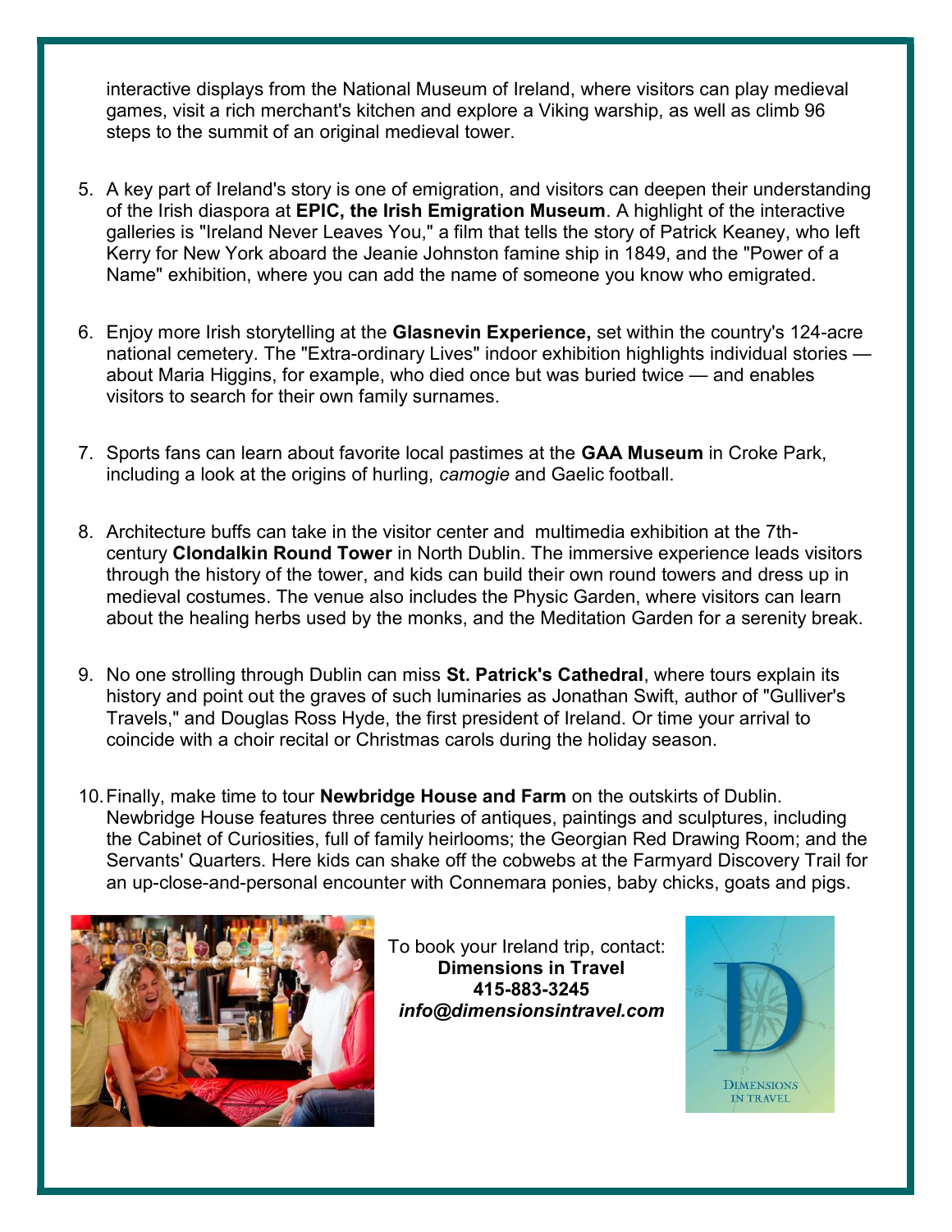interactive displays from the National Museum of Ireland, where visitors can play medieval games, visit a rich merchant's kitchen and explore a Viking warship, as well as climb 96 steps to the summit of an original medieval tower.

5. A key part of Ireland's story is one of emigration, and visitors can deepen their understanding of the Irish diaspora at **EPIC, the Irish Emigration Museum**. A highlight of the interactive galleries is "Ireland Never Leaves You," a film that tells the story of Patrick Keaney, who left Kerry for New York aboard the Jeanie Johnston famine ship in 1849, and the "Power of a Name" exhibition, where you can add the name of someone you know who emigrated.

6. Enjoy more Irish storytelling at the **Glasnevin Experience,** set within the country's 124-acre national cemetery. The "Extra-ordinary Lives" indoor exhibition highlights individual stories — about Maria Higgins, for example, who died once but was buried twice — and enables visitors to search for their own family surnames.

7. Sports fans can learn about favorite local pastimes at the **GAA Museum** in Croke Park, including a look at the origins of hurling, *camogie* and Gaelic football.

8. Architecture buffs can take in the visitor center and multimedia exhibition at the 7th-century **Clondalkin Round Tower** in North Dublin. The immersive experience leads visitors through the history of the tower, and kids can build their own round towers and dress up in medieval costumes. The venue also includes the Physic Garden, where visitors can learn about the healing herbs used by the monks, and the Meditation Garden for a serenity break.

9. No one strolling through Dublin can miss **St. Patrick's Cathedral**, where tours explain its history and point out the graves of such luminaries as Jonathan Swift, author of "Gulliver's Travels," and Douglas Ross Hyde, the first president of Ireland. Or time your arrival to coincide with a choir recital or Christmas carols during the holiday season.

10. Finally, make time to tour **Newbridge House and Farm** on the outskirts of Dublin. Newbridge House features three centuries of antiques, paintings and sculptures, including the Cabinet of Curiosities, full of family heirlooms; the Georgian Red Drawing Room; and the Servants' Quarters. Here kids can shake off the cobwebs at the Farmyard Discovery Trail for an up-close-and-personal encounter with Connemara ponies, baby chicks, goats and pigs.

To book your Ireland trip, contact:
**Dimensions in Travel**
**415-883-3245**
***info@dimensionsintravel.com***

DIMENSIONS IN TRAVEL